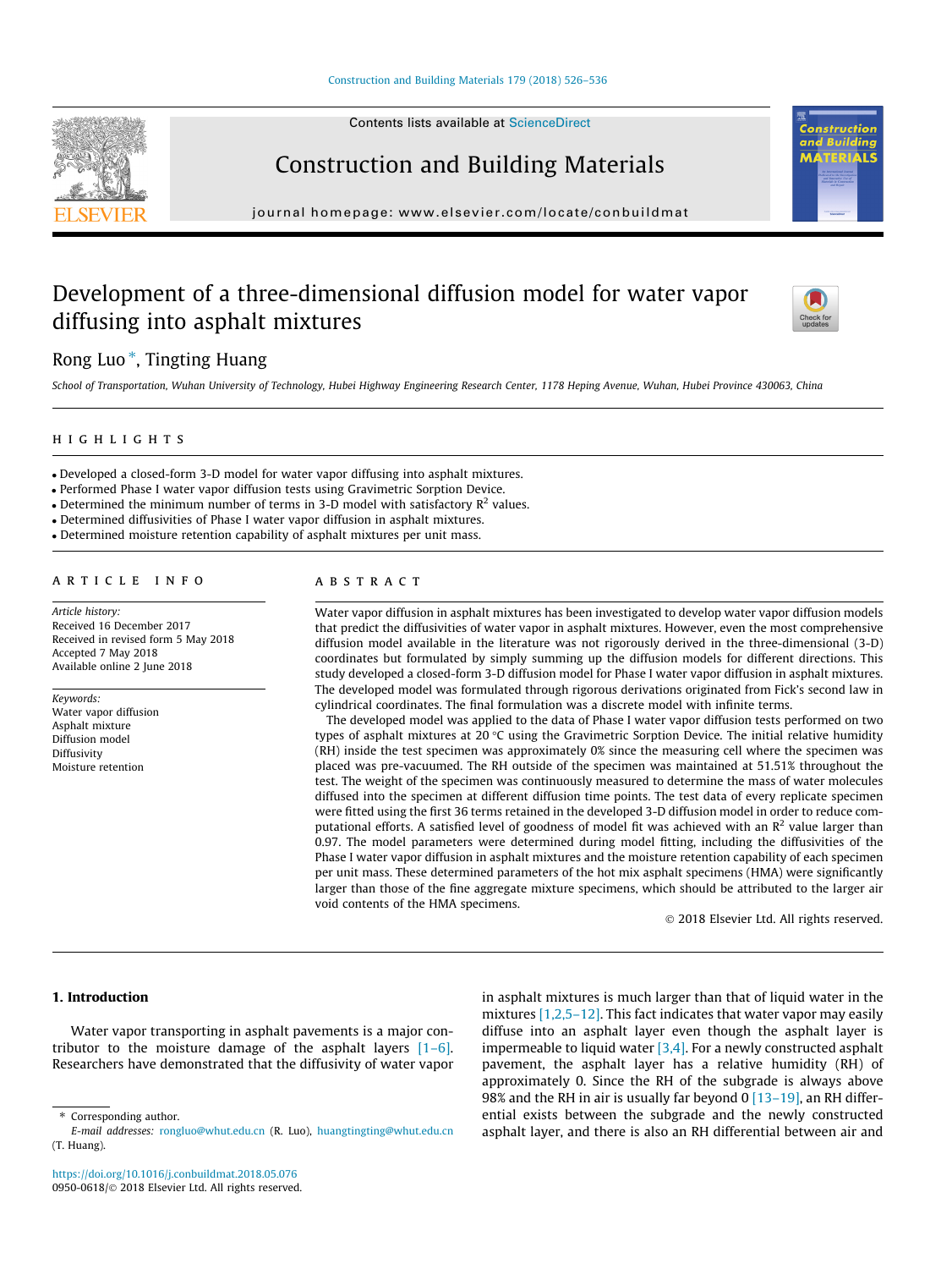# Development of a three-dimensional diffusion model for water vapor diffusing into asphalt mixtures

Rong Luo *, Tingting Huang

*School of Transportation, Wuhan University of Technology, Hubei Highway Engineering Research Center, 1178 Heping Avenue, Wuhan, Hubei Province 430063, China*

## HIGHLIGHTS

- Developed a closed-form 3-D model for water vapor diffusing into asphalt mixtures.
- Performed Phase I water vapor diffusion tests using Gravimetric Sorption Device.
- Determined the minimum number of terms in 3-D model with satisfactory $R^2$ values.
- Determined diffusivities of Phase I water vapor diffusion in asphalt mixtures.
- Determined moisture retention capability of asphalt mixtures per unit mass.

## ARTICLE INFO

*Article history:*
Received 16 December 2017
Received in revised form 5 May 2018
Accepted 7 May 2018
Available online 2 June 2018

*Keywords:*
Water vapor diffusion
Asphalt mixture
Diffusion model
Diffusivity
Moisture retention

## ABSTRACT

Water vapor diffusion in asphalt mixtures has been investigated to develop water vapor diffusion models that predict the diffusivities of water vapor in asphalt mixtures. However, even the most comprehensive diffusion model available in the literature was not rigorously derived in the three-dimensional (3-D) coordinates but formulated by simply summing up the diffusion models for different directions. This study developed a closed-form 3-D diffusion model for Phase I water vapor diffusion in asphalt mixtures. The developed model was formulated through rigorous derivations originated from Fick's second law in cylindrical coordinates. The final formulation was a discrete model with infinite terms.

The developed model was applied to the data of Phase I water vapor diffusion tests performed on two types of asphalt mixtures at 20 °C using the Gravimetric Sorption Device. The initial relative humidity (RH) inside the test specimen was approximately 0% since the measuring cell where the specimen was placed was pre-vacuumed. The RH outside of the specimen was maintained at 51.51% throughout the test. The weight of the specimen was continuously measured to determine the mass of water molecules diffused into the specimen at different diffusion time points. The test data of every replicate specimen were fitted using the first 36 terms retained in the developed 3-D diffusion model in order to reduce computational efforts. A satisfied level of goodness of model fit was achieved with an $R^2$ value larger than 0.97. The model parameters were determined during model fitting, including the diffusivities of the Phase I water vapor diffusion in asphalt mixtures and the moisture retention capability of each specimen per unit mass. These determined parameters of the hot mix asphalt specimens (HMA) were significantly larger than those of the fine aggregate mixture specimens, which should be attributed to the larger air void contents of the HMA specimens.

© 2018 Elsevier Ltd. All rights reserved.

## 1. Introduction

Water vapor transporting in asphalt pavements is a major contributor to the moisture damage of the asphalt layers [1–6]. Researchers have demonstrated that the diffusivity of water vapor in asphalt mixtures is much larger than that of liquid water in the mixtures [1,2,5–12]. This fact indicates that water vapor may easily diffuse into an asphalt layer even though the asphalt layer is impermeable to liquid water [3,4]. For a newly constructed asphalt pavement, the asphalt layer has a relative humidity (RH) of approximately 0. Since the RH of the subgrade is always above 98% and the RH in air is usually far beyond 0 [13–19], an RH differential exists between the subgrade and the newly constructed asphalt layer, and there is also an RH differential between air and

* Corresponding author.
*E-mail addresses:* rongluo@whut.edu.cn (R. Luo), huangtingting@whut.edu.cn (T. Huang).

https://doi.org/10.1016/j.conbuildmat.2018.05.076
0950-0618/© 2018 Elsevier Ltd. All rights reserved.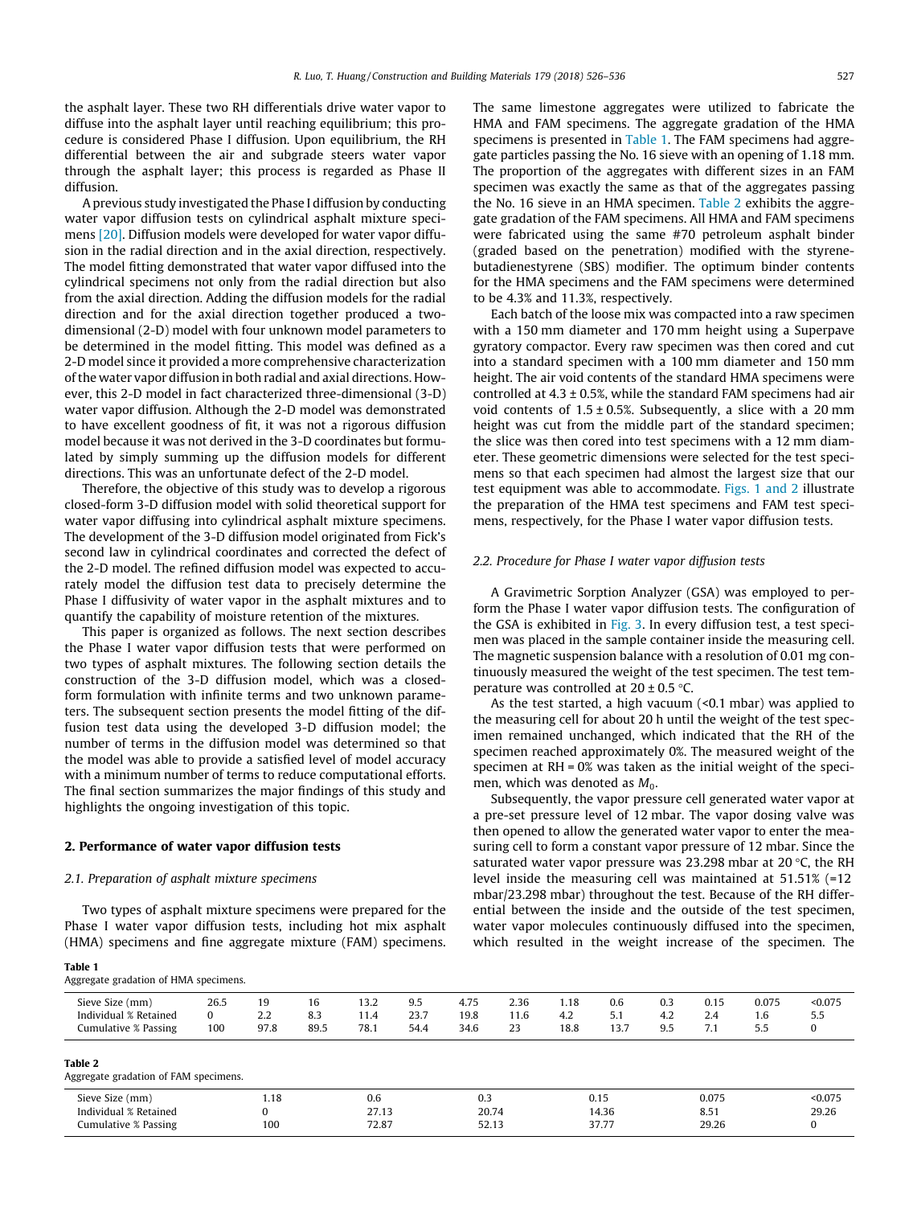the asphalt layer. These two RH differentials drive water vapor to diffuse into the asphalt layer until reaching equilibrium; this procedure is considered Phase I diffusion. Upon equilibrium, the RH differential between the air and subgrade steers water vapor through the asphalt layer; this process is regarded as Phase II diffusion.

A previous study investigated the Phase I diffusion by conducting water vapor diffusion tests on cylindrical asphalt mixture specimens [20]. Diffusion models were developed for water vapor diffusion in the radial direction and in the axial direction, respectively. The model fitting demonstrated that water vapor diffused into the cylindrical specimens not only from the radial direction but also from the axial direction. Adding the diffusion models for the radial direction and for the axial direction together produced a two-dimensional (2-D) model with four unknown model parameters to be determined in the model fitting. This model was defined as a 2-D model since it provided a more comprehensive characterization of the water vapor diffusion in both radial and axial directions. However, this 2-D model in fact characterized three-dimensional (3-D) water vapor diffusion. Although the 2-D model was demonstrated to have excellent goodness of fit, it was not a rigorous diffusion model because it was not derived in the 3-D coordinates but formulated by simply summing up the diffusion models for different directions. This was an unfortunate defect of the 2-D model.

Therefore, the objective of this study was to develop a rigorous closed-form 3-D diffusion model with solid theoretical support for water vapor diffusing into cylindrical asphalt mixture specimens. The development of the 3-D diffusion model originated from Fick's second law in cylindrical coordinates and corrected the defect of the 2-D model. The refined diffusion model was expected to accurately model the diffusion test data to precisely determine the Phase I diffusivity of water vapor in the asphalt mixtures and to quantify the capability of moisture retention of the mixtures.

This paper is organized as follows. The next section describes the Phase I water vapor diffusion tests that were performed on two types of asphalt mixtures. The following section details the construction of the 3-D diffusion model, which was a closed-form formulation with infinite terms and two unknown parameters. The subsequent section presents the model fitting of the diffusion test data using the developed 3-D diffusion model; the number of terms in the diffusion model was determined so that the model was able to provide a satisfied level of model accuracy with a minimum number of terms to reduce computational efforts. The final section summarizes the major findings of this study and highlights the ongoing investigation of this topic.

## 2. Performance of water vapor diffusion tests

### 2.1. Preparation of asphalt mixture specimens

Two types of asphalt mixture specimens were prepared for the Phase I water vapor diffusion tests, including hot mix asphalt (HMA) specimens and fine aggregate mixture (FAM) specimens. The same limestone aggregates were utilized to fabricate the HMA and FAM specimens. The aggregate gradation of the HMA specimens is presented in Table 1. The FAM specimens had aggregate particles passing the No. 16 sieve with an opening of 1.18 mm. The proportion of the aggregates with different sizes in an FAM specimen was exactly the same as that of the aggregates passing the No. 16 sieve in an HMA specimen. Table 2 exhibits the aggregate gradation of the FAM specimens. All HMA and FAM specimens were fabricated using the same #70 petroleum asphalt binder (graded based on the penetration) modified with the styrene-butadienestyrene (SBS) modifier. The optimum binder contents for the HMA specimens and the FAM specimens were determined to be 4.3% and 11.3%, respectively.

Each batch of the loose mix was compacted into a raw specimen with a 150 mm diameter and 170 mm height using a Superpave gyratory compactor. Every raw specimen was then cored and cut into a standard specimen with a 100 mm diameter and 150 mm height. The air void contents of the standard HMA specimens were controlled at 4.3 ± 0.5%, while the standard FAM specimens had air void contents of 1.5 ± 0.5%. Subsequently, a slice with a 20 mm height was cut from the middle part of the standard specimen; the slice was then cored into test specimens with a 12 mm diameter. These geometric dimensions were selected for the test specimens so that each specimen had almost the largest size that our test equipment was able to accommodate. Figs. 1 and 2 illustrate the preparation of the HMA test specimens and FAM test specimens, respectively, for the Phase I water vapor diffusion tests.

### 2.2. Procedure for Phase I water vapor diffusion tests

A Gravimetric Sorption Analyzer (GSA) was employed to perform the Phase I water vapor diffusion tests. The configuration of the GSA is exhibited in Fig. 3. In every diffusion test, a test specimen was placed in the sample container inside the measuring cell. The magnetic suspension balance with a resolution of 0.01 mg continuously measured the weight of the test specimen. The test temperature was controlled at 20 ± 0.5 °C.

As the test started, a high vacuum (<0.1 mbar) was applied to the measuring cell for about 20 h until the weight of the test specimen remained unchanged, which indicated that the RH of the specimen reached approximately 0%. The measured weight of the specimen at RH = 0% was taken as the initial weight of the specimen, which was denoted as $M_0$.

Subsequently, the vapor pressure cell generated water vapor at a pre-set pressure level of 12 mbar. The vapor dosing valve was then opened to allow the generated water vapor to enter the measuring cell to form a constant vapor pressure of 12 mbar. Since the saturated water vapor pressure was 23.298 mbar at 20 °C, the RH level inside the measuring cell was maintained at 51.51% (=12 mbar/23.298 mbar) throughout the test. Because of the RH differential between the inside and the outside of the test specimen, water vapor molecules continuously diffused into the specimen, which resulted in the weight increase of the specimen. The

**Table 1**
Aggregate gradation of HMA specimens.

| Sieve Size (mm) | 26.5 | 19 | 16 | 13.2 | 9.5 | 4.75 | 2.36 | 1.18 | 0.6 | 0.3 | 0.15 | 0.075 | <0.075 |
|---|---|---|---|---|---|---|---|---|---|---|---|---|---|
| Individual % Retained | 0 | 2.2 | 8.3 | 11.4 | 23.7 | 19.8 | 11.6 | 4.2 | 5.1 | 4.2 | 2.4 | 1.6 | 5.5 |
| Cumulative % Passing | 100 | 97.8 | 89.5 | 78.1 | 54.4 | 34.6 | 23 | 18.8 | 13.7 | 9.5 | 7.1 | 5.5 | 0 |

**Table 2**
Aggregate gradation of FAM specimens.

| Sieve Size (mm) | 1.18 | 0.6 | 0.3 | 0.15 | 0.075 | <0.075 |
|---|---|---|---|---|---|---|
| Individual % Retained | 0 | 27.13 | 20.74 | 14.36 | 8.51 | 29.26 |
| Cumulative % Passing | 100 | 72.87 | 52.13 | 37.77 | 29.26 | 0 |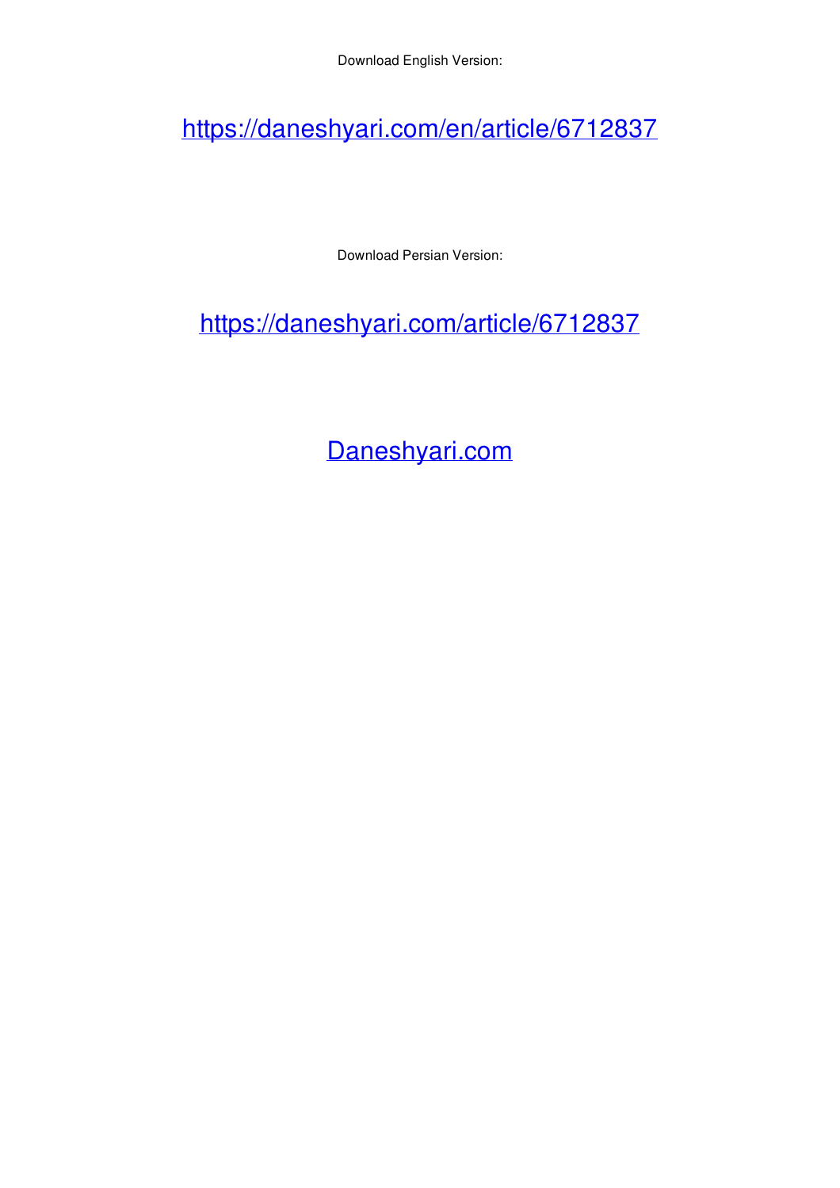Download English Version:

https://daneshyari.com/en/article/6712837

Download Persian Version:

https://daneshyari.com/article/6712837

Daneshyari.com